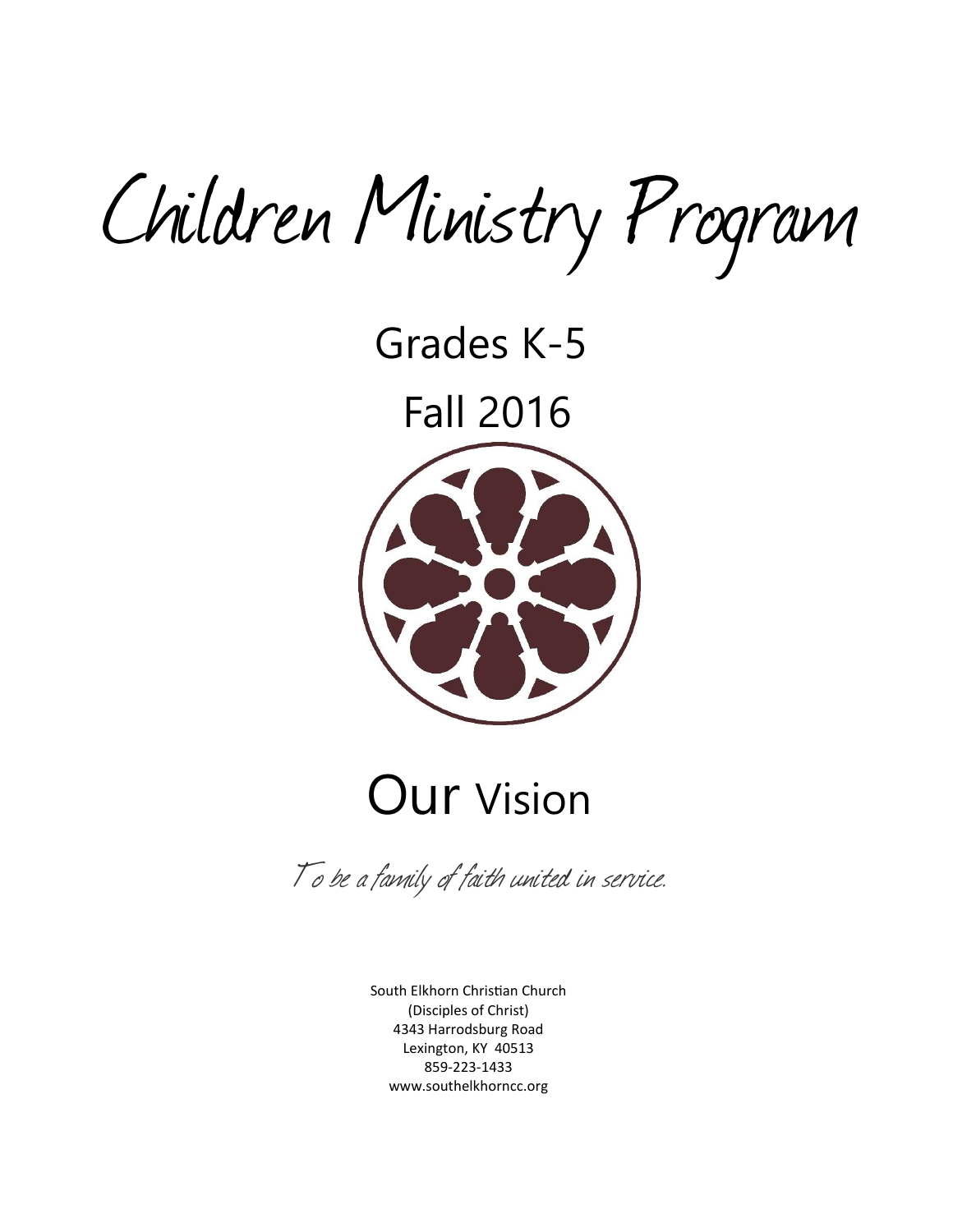# Children Ministry Program

## Grades K-5

## Fall 2016

## Our Vision

*To be a family of faith united in service.*

South Elkhorn Christian Church
(Disciples of Christ)
4343 Harrodsburg Road
Lexington, KY 40513
859-223-1433
www.southelkhorncc.org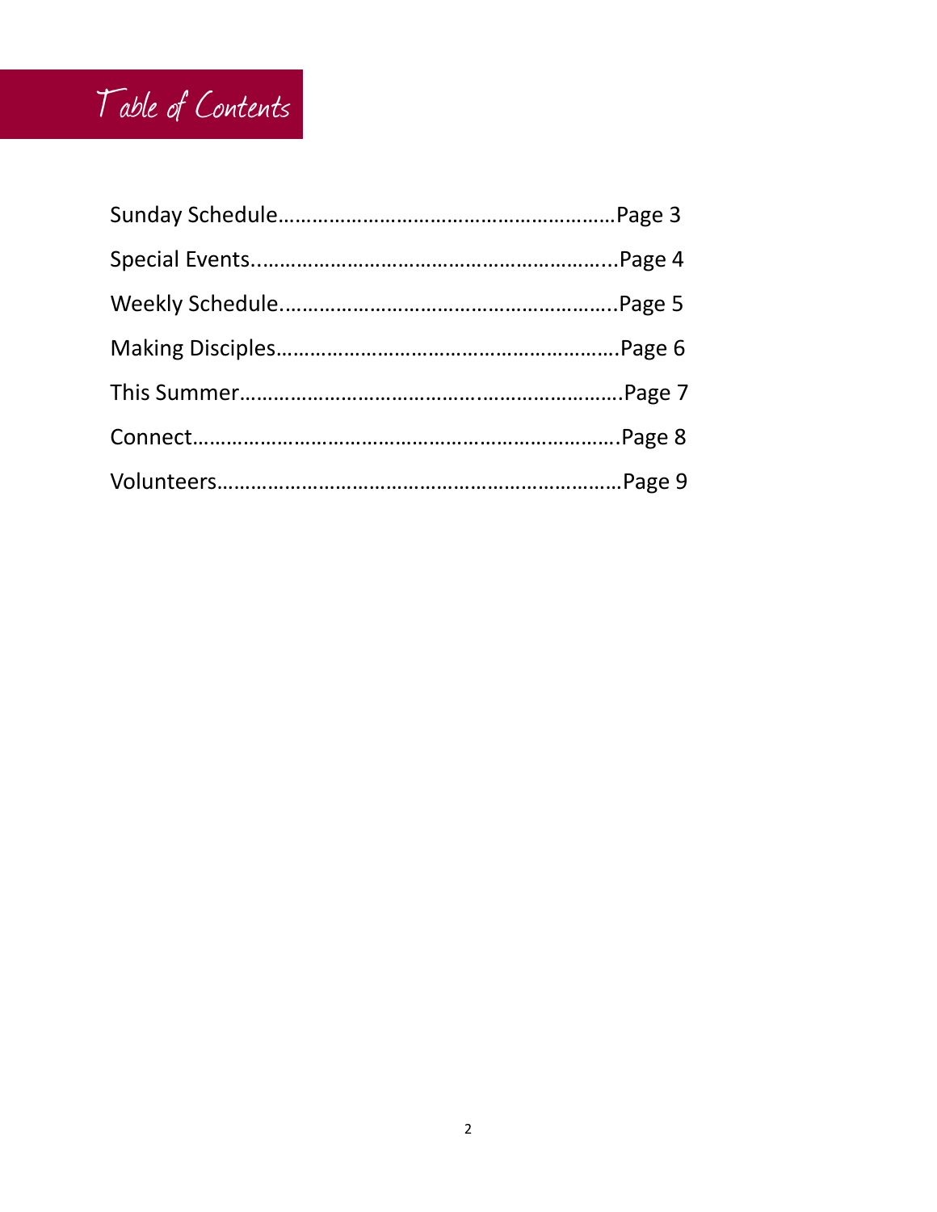# Table of Contents

Sunday Schedule……………………………………………………Page 3

Special Events.........................................................Page 4

Weekly Schedule…………………………………………………..Page 5

Making Disciples…………………………………………………….Page 6

This Summer…………………………………………..…………………..Page 7

Connect…………………………………………………………………….Page 8

Volunteers…………………………………………………………………Page 9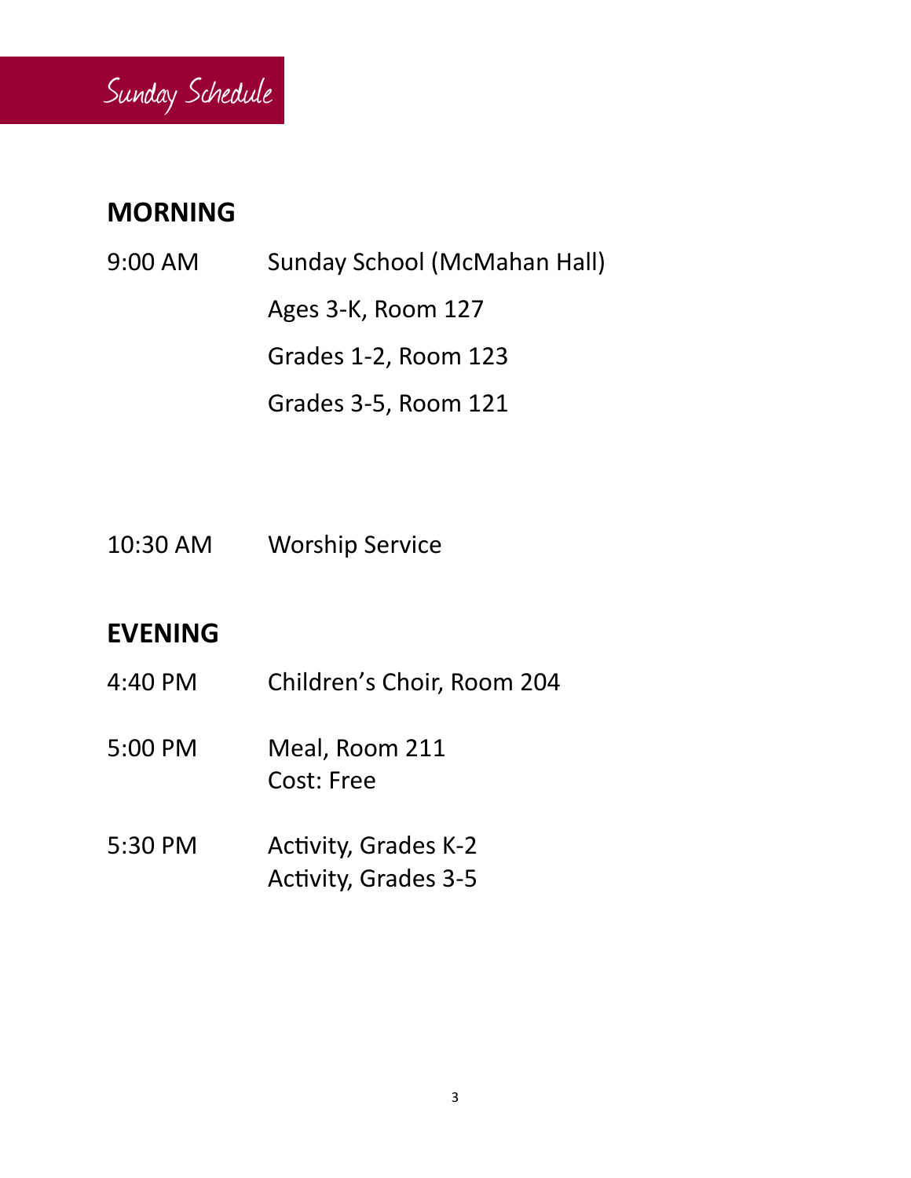# Sunday Schedule

## MORNING

| | |
|---|---|
| 9:00 AM | Sunday School (McMahan Hall) |
| | Ages 3-K, Room 127 |
| | Grades 1-2, Room 123 |
| | Grades 3-5, Room 121 |
| 10:30 AM | Worship Service |

## EVENING

| | |
|---|---|
| 4:40 PM | Children's Choir, Room 204 |
| 5:00 PM | Meal, Room 211<br>Cost: Free |
| 5:30 PM | Activity, Grades K-2<br>Activity, Grades 3-5 |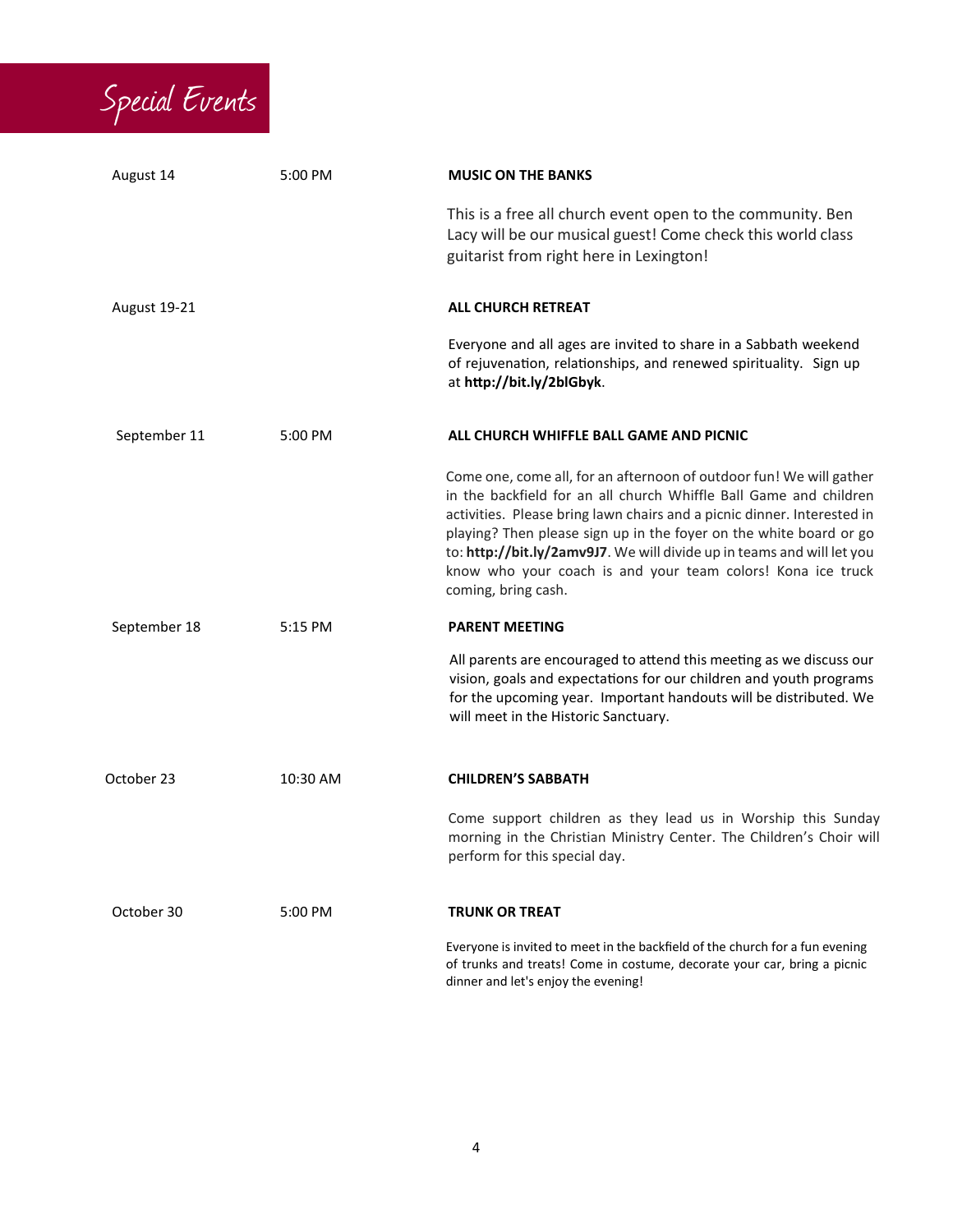# Special Events

| Date | Time | Event |
|---|---|---|
| August 14 | 5:00 PM | **MUSIC ON THE BANKS**<br><br>This is a free all church event open to the community. Ben Lacy will be our musical guest! Come check this world class guitarist from right here in Lexington! |
| August 19-21 | | **ALL CHURCH RETREAT**<br><br>Everyone and all ages are invited to share in a Sabbath weekend of rejuvenation, relationships, and renewed spirituality. Sign up at **http://bit.ly/2blGbyk**. |
| September 11 | 5:00 PM | **ALL CHURCH WHIFFLE BALL GAME AND PICNIC**<br><br>Come one, come all, for an afternoon of outdoor fun! We will gather in the backfield for an all church Whiffle Ball Game and children activities. Please bring lawn chairs and a picnic dinner. Interested in playing? Then please sign up in the foyer on the white board or go to: **http://bit.ly/2amv9J7**. We will divide up in teams and will let you know who your coach is and your team colors! Kona ice truck coming, bring cash. |
| September 18 | 5:15 PM | **PARENT MEETING**<br><br>All parents are encouraged to attend this meeting as we discuss our vision, goals and expectations for our children and youth programs for the upcoming year. Important handouts will be distributed. We will meet in the Historic Sanctuary. |
| October 23 | 10:30 AM | **CHILDREN'S SABBATH**<br><br>Come support children as they lead us in Worship this Sunday morning in the Christian Ministry Center. The Children's Choir will perform for this special day. |
| October 30 | 5:00 PM | **TRUNK OR TREAT**<br><br>Everyone is invited to meet in the backfield of the church for a fun evening of trunks and treats! Come in costume, decorate your car, bring a picnic dinner and let's enjoy the evening! |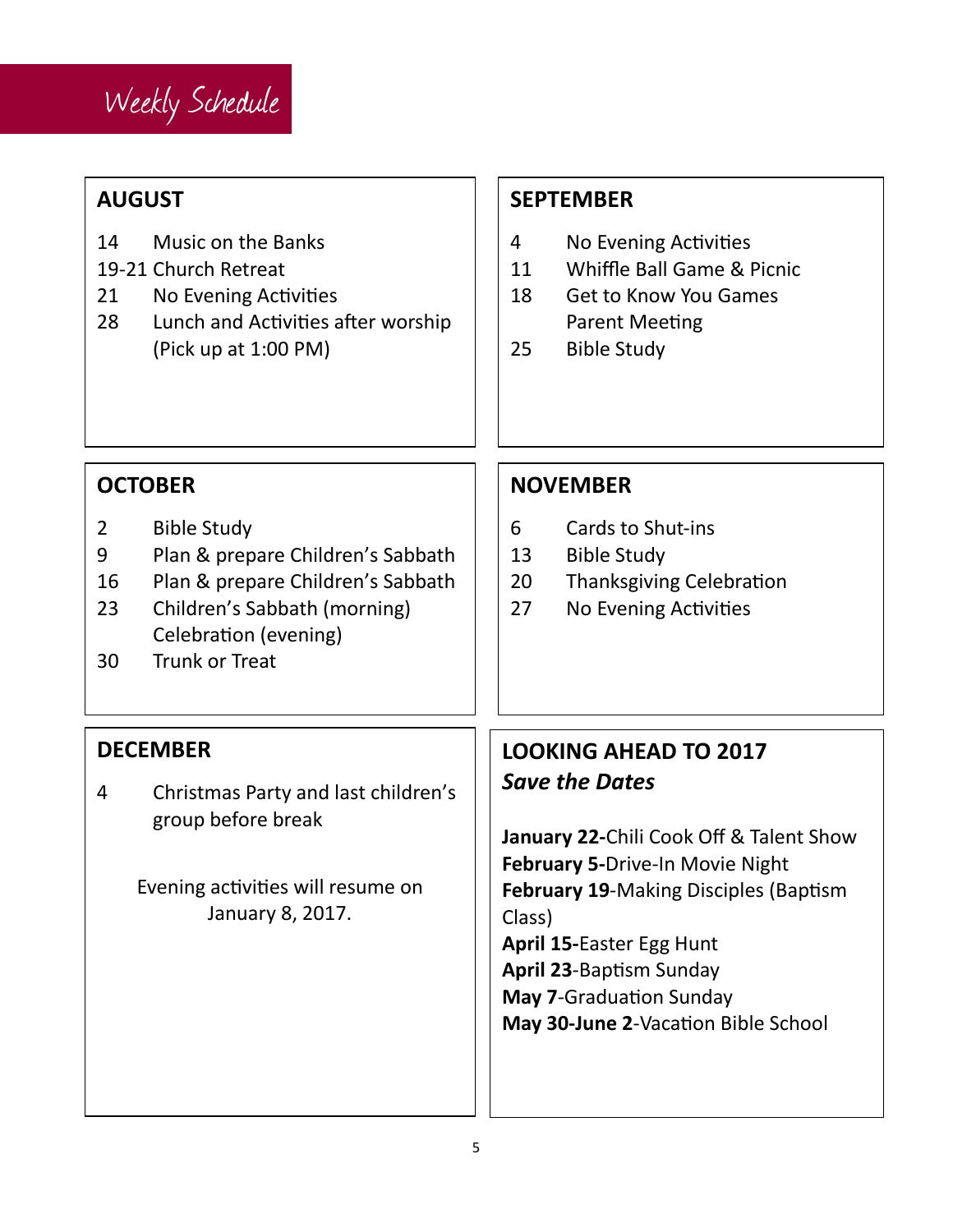# Weekly Schedule

## AUGUST

14 Music on the Banks
19-21 Church Retreat
21 No Evening Activities
28 Lunch and Activities after worship (Pick up at 1:00 PM)

## SEPTEMBER

4 No Evening Activities
11 Whiffle Ball Game & Picnic
18 Get to Know You Games
Parent Meeting
25 Bible Study

## OCTOBER

2 Bible Study
9 Plan & prepare Children's Sabbath
16 Plan & prepare Children's Sabbath
23 Children's Sabbath (morning)
Celebration (evening)
30 Trunk or Treat

## NOVEMBER

6 Cards to Shut-ins
13 Bible Study
20 Thanksgiving Celebration
27 No Evening Activities

## DECEMBER

4 Christmas Party and last children's group before break

Evening activities will resume on January 8, 2017.

## LOOKING AHEAD TO 2017

***Save the Dates***

**January 22-**Chili Cook Off & Talent Show
**February 5-**Drive-In Movie Night
**February 19**-Making Disciples (Baptism Class)
**April 15-**Easter Egg Hunt
**April 23**-Baptism Sunday
**May 7**-Graduation Sunday
**May 30-June 2**-Vacation Bible School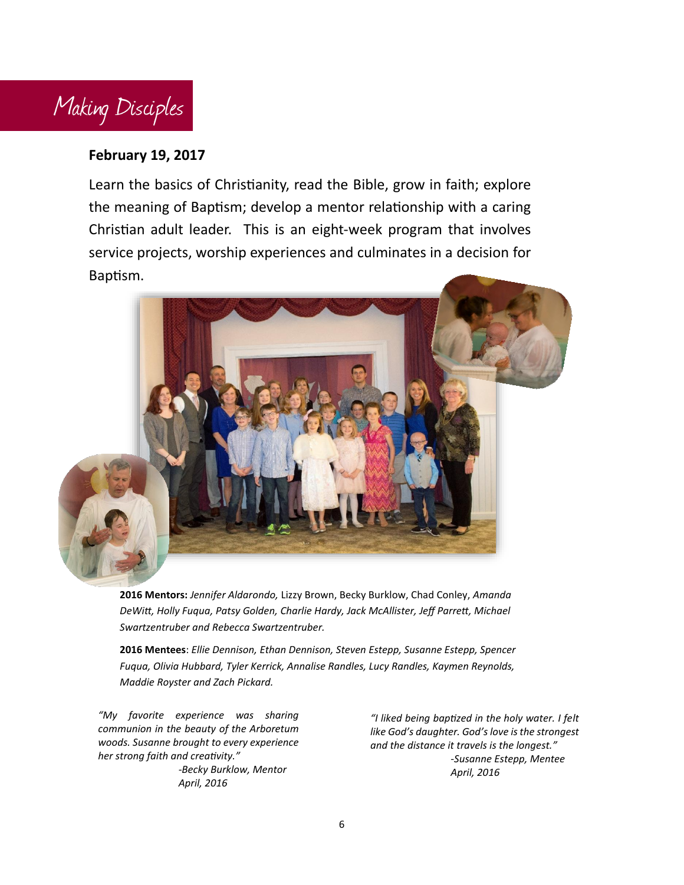# Making Disciples

**February 19, 2017**

Learn the basics of Christianity, read the Bible, grow in faith; explore the meaning of Baptism; develop a mentor relationship with a caring Christian adult leader. This is an eight-week program that involves service projects, worship experiences and culminates in a decision for Baptism.

**2016 Mentors:** *Jennifer Aldarondo,* Lizzy Brown, Becky Burklow, Chad Conley, *Amanda DeWitt, Holly Fuqua, Patsy Golden, Charlie Hardy, Jack McAllister, Jeff Parrett, Michael Swartzentruber and Rebecca Swartzentruber.*

**2016 Mentees**: *Ellie Dennison, Ethan Dennison, Steven Estepp, Susanne Estepp, Spencer Fuqua, Olivia Hubbard, Tyler Kerrick, Annalise Randles, Lucy Randles, Kaymen Reynolds, Maddie Royster and Zach Pickard.*

*"My favorite experience was sharing communion in the beauty of the Arboretum woods. Susanne brought to every experience her strong faith and creativity."*
*-Becky Burklow, Mentor*
*April, 2016*

*"I liked being baptized in the holy water. I felt like God's daughter. God's love is the strongest and the distance it travels is the longest."*
*-Susanne Estepp, Mentee*
*April, 2016*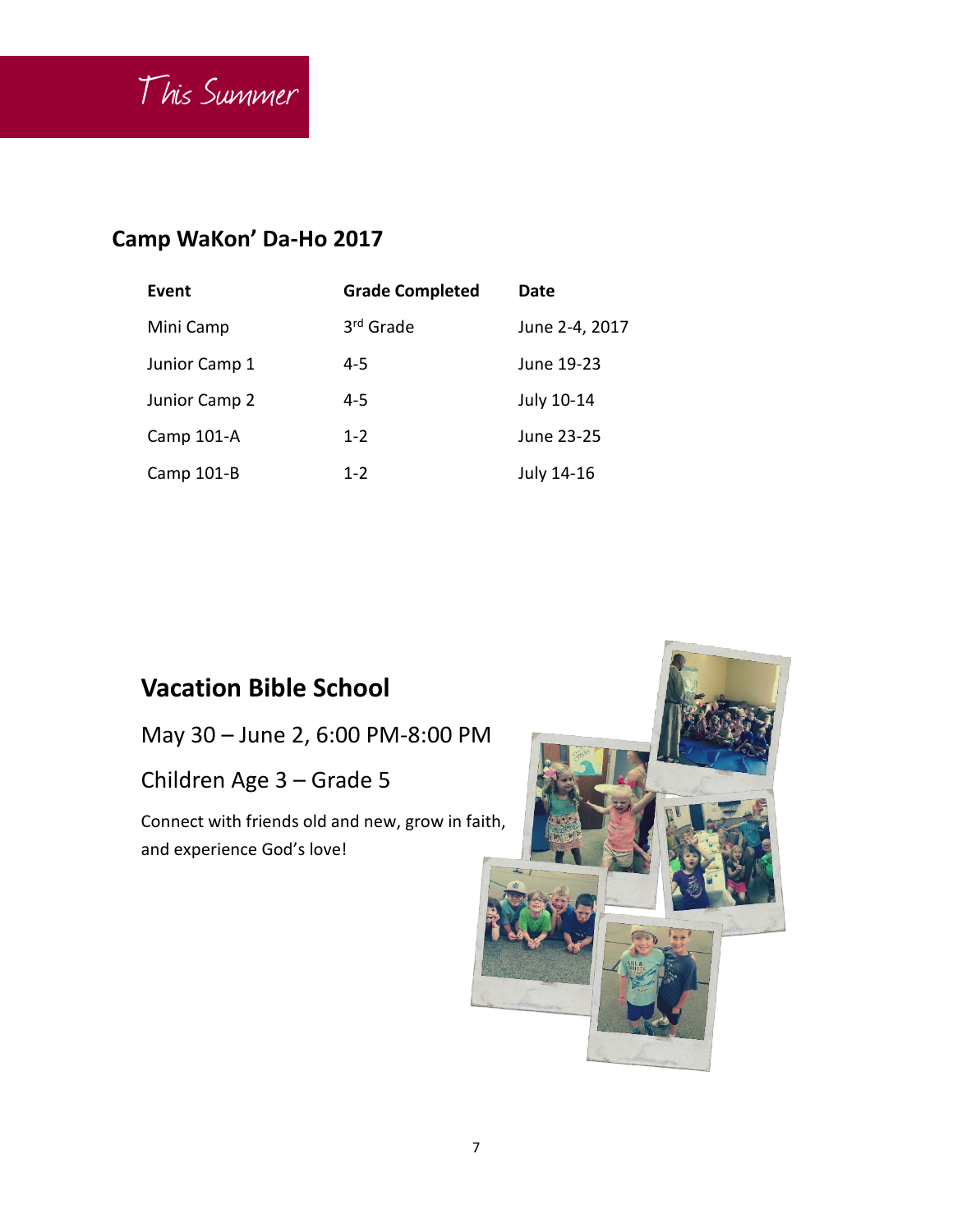# This Summer

## Camp WaKon' Da-Ho 2017

| Event | Grade Completed | Date |
|---|---|---|
| Mini Camp | 3rd Grade | June 2-4, 2017 |
| Junior Camp 1 | 4-5 | June 19-23 |
| Junior Camp 2 | 4-5 | July 10-14 |
| Camp 101-A | 1-2 | June 23-25 |
| Camp 101-B | 1-2 | July 14-16 |

## Vacation Bible School

May 30 – June 2, 6:00 PM-8:00 PM

Children Age 3 – Grade 5

Connect with friends old and new, grow in faith, and experience God's love!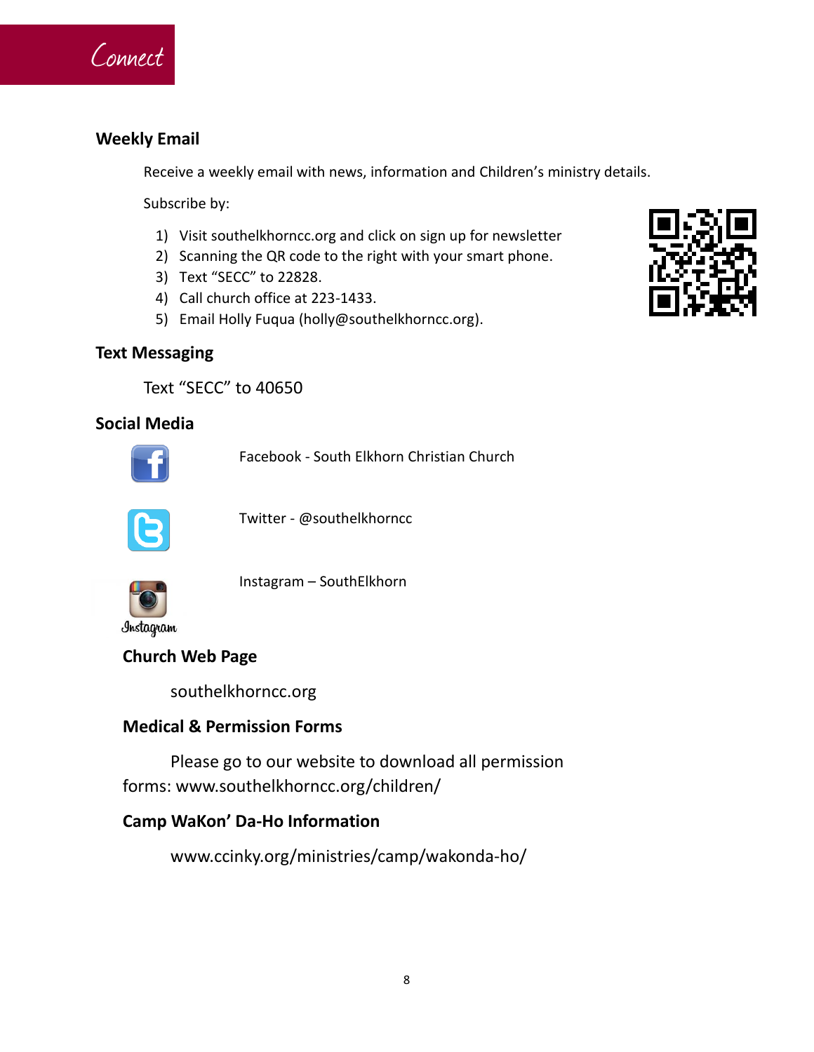# Connect

## Weekly Email

Receive a weekly email with news, information and Children's ministry details.

Subscribe by:

1) Visit southelkhorncc.org and click on sign up for newsletter
2) Scanning the QR code to the right with your smart phone.
3) Text "SECC" to 22828.
4) Call church office at 223-1433.
5) Email Holly Fuqua (holly@southelkhorncc.org).

## Text Messaging

Text "SECC" to 40650

## Social Media

Facebook - South Elkhorn Christian Church

Twitter - @southelkhorncc

Instagram – SouthElkhorn

## Church Web Page

southelkhorncc.org

## Medical & Permission Forms

Please go to our website to download all permission forms: www.southelkhorncc.org/children/

## Camp WaKon' Da-Ho Information

www.ccinky.org/ministries/camp/wakonda-ho/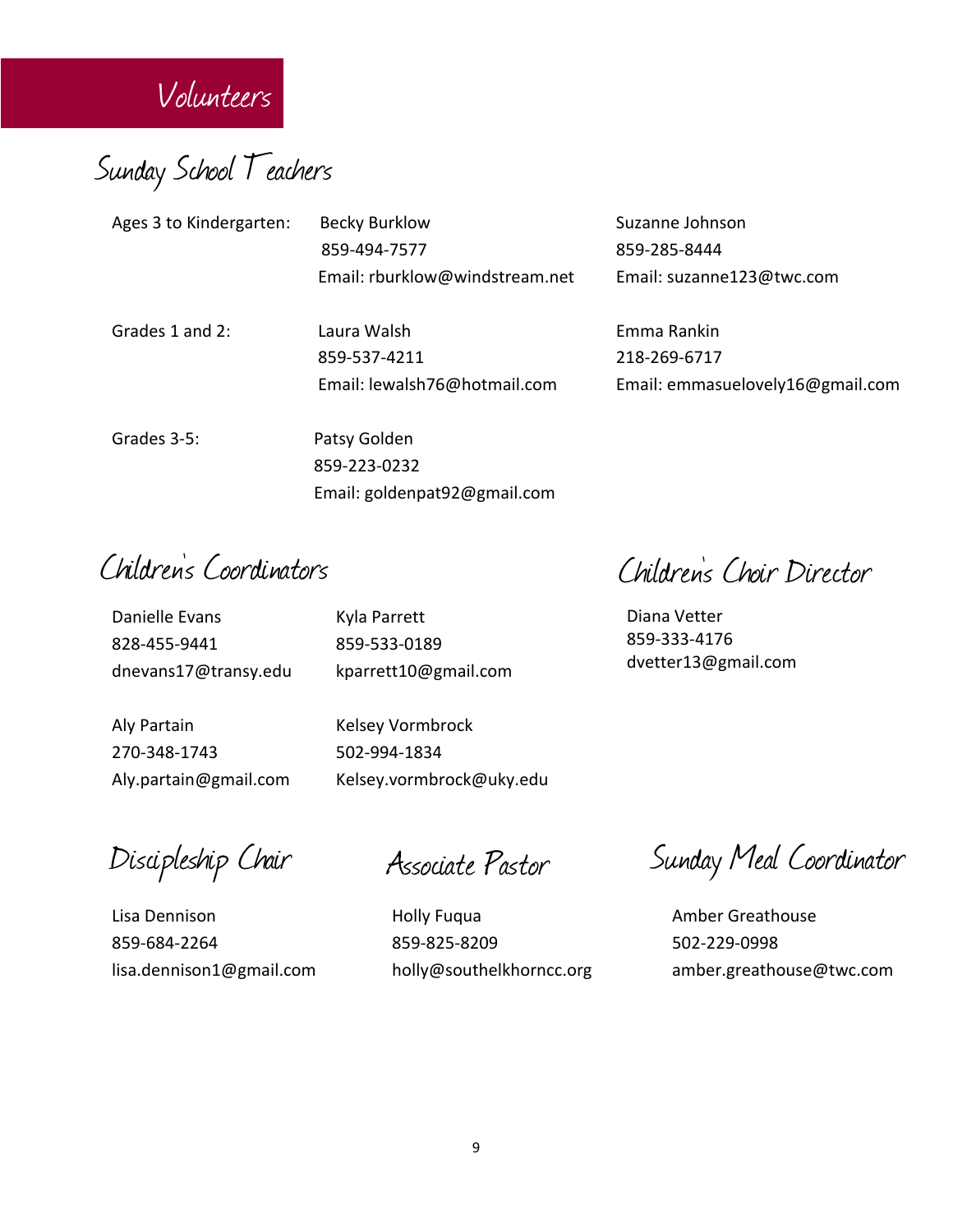# Volunteers

## Sunday School Teachers

Ages 3 to Kindergarten:

Becky Burklow
859-494-7577
Email: rburklow@windstream.net

Suzanne Johnson
859-285-8444
Email: suzanne123@twc.com

Grades 1 and 2:

Laura Walsh
859-537-4211
Email: lewalsh76@hotmail.com

Emma Rankin
218-269-6717
Email: emmasuelovely16@gmail.com

Grades 3-5:

Patsy Golden
859-223-0232
Email: goldenpat92@gmail.com

## Children's Coordinators

Danielle Evans
828-455-9441
dnevans17@transy.edu

Kyla Parrett
859-533-0189
kparrett10@gmail.com

Aly Partain
270-348-1743
Aly.partain@gmail.com

Kelsey Vormbrock
502-994-1834
Kelsey.vormbrock@uky.edu

## Children's Choir Director

Diana Vetter
859-333-4176
dvetter13@gmail.com

## Discipleship Chair

Lisa Dennison
859-684-2264
lisa.dennison1@gmail.com

## Associate Pastor

Holly Fuqua
859-825-8209
holly@southelkhorncc.org

## Sunday Meal Coordinator

Amber Greathouse
502-229-0998
amber.greathouse@twc.com